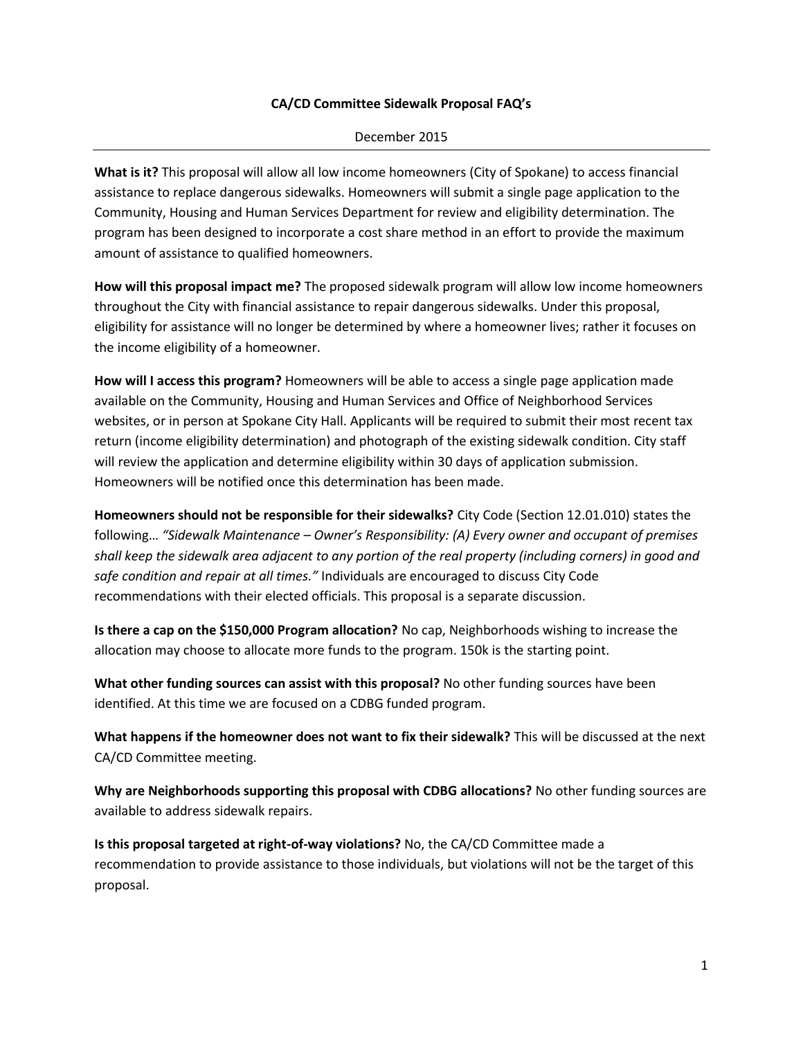# CA/CD Committee Sidewalk Proposal FAQ's

December 2015

---

**What is it?** This proposal will allow all low income homeowners (City of Spokane) to access financial assistance to replace dangerous sidewalks. Homeowners will submit a single page application to the Community, Housing and Human Services Department for review and eligibility determination. The program has been designed to incorporate a cost share method in an effort to provide the maximum amount of assistance to qualified homeowners.

**How will this proposal impact me?** The proposed sidewalk program will allow low income homeowners throughout the City with financial assistance to repair dangerous sidewalks. Under this proposal, eligibility for assistance will no longer be determined by where a homeowner lives; rather it focuses on the income eligibility of a homeowner.

**How will I access this program?** Homeowners will be able to access a single page application made available on the Community, Housing and Human Services and Office of Neighborhood Services websites, or in person at Spokane City Hall. Applicants will be required to submit their most recent tax return (income eligibility determination) and photograph of the existing sidewalk condition. City staff will review the application and determine eligibility within 30 days of application submission. Homeowners will be notified once this determination has been made.

**Homeowners should not be responsible for their sidewalks?** City Code (Section 12.01.010) states the following… *"Sidewalk Maintenance – Owner's Responsibility: (A) Every owner and occupant of premises shall keep the sidewalk area adjacent to any portion of the real property (including corners) in good and safe condition and repair at all times."* Individuals are encouraged to discuss City Code recommendations with their elected officials. This proposal is a separate discussion.

**Is there a cap on the $150,000 Program allocation?** No cap, Neighborhoods wishing to increase the allocation may choose to allocate more funds to the program. 150k is the starting point.

**What other funding sources can assist with this proposal?** No other funding sources have been identified. At this time we are focused on a CDBG funded program.

**What happens if the homeowner does not want to fix their sidewalk?** This will be discussed at the next CA/CD Committee meeting.

**Why are Neighborhoods supporting this proposal with CDBG allocations?** No other funding sources are available to address sidewalk repairs.

**Is this proposal targeted at right-of-way violations?** No, the CA/CD Committee made a recommendation to provide assistance to those individuals, but violations will not be the target of this proposal.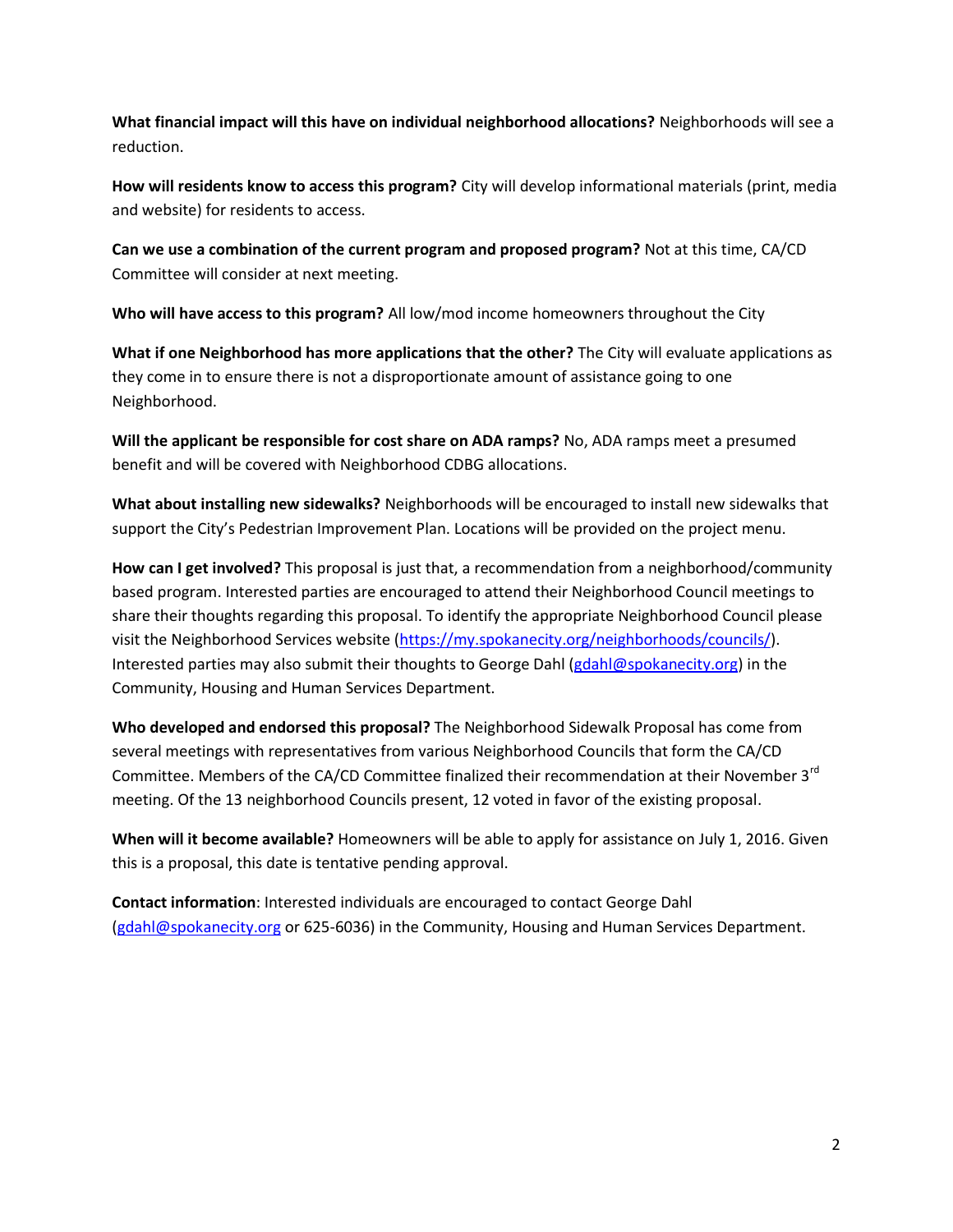**What financial impact will this have on individual neighborhood allocations?** Neighborhoods will see a reduction.

**How will residents know to access this program?** City will develop informational materials (print, media and website) for residents to access.

**Can we use a combination of the current program and proposed program?** Not at this time, CA/CD Committee will consider at next meeting.

**Who will have access to this program?** All low/mod income homeowners throughout the City

**What if one Neighborhood has more applications that the other?** The City will evaluate applications as they come in to ensure there is not a disproportionate amount of assistance going to one Neighborhood.

**Will the applicant be responsible for cost share on ADA ramps?** No, ADA ramps meet a presumed benefit and will be covered with Neighborhood CDBG allocations.

**What about installing new sidewalks?** Neighborhoods will be encouraged to install new sidewalks that support the City's Pedestrian Improvement Plan. Locations will be provided on the project menu.

**How can I get involved?** This proposal is just that, a recommendation from a neighborhood/community based program. Interested parties are encouraged to attend their Neighborhood Council meetings to share their thoughts regarding this proposal. To identify the appropriate Neighborhood Council please visit the Neighborhood Services website (https://my.spokanecity.org/neighborhoods/councils/). Interested parties may also submit their thoughts to George Dahl (gdahl@spokanecity.org) in the Community, Housing and Human Services Department.

**Who developed and endorsed this proposal?** The Neighborhood Sidewalk Proposal has come from several meetings with representatives from various Neighborhood Councils that form the CA/CD Committee. Members of the CA/CD Committee finalized their recommendation at their November 3rd meeting. Of the 13 neighborhood Councils present, 12 voted in favor of the existing proposal.

**When will it become available?** Homeowners will be able to apply for assistance on July 1, 2016. Given this is a proposal, this date is tentative pending approval.

**Contact information**: Interested individuals are encouraged to contact George Dahl (gdahl@spokanecity.org or 625-6036) in the Community, Housing and Human Services Department.